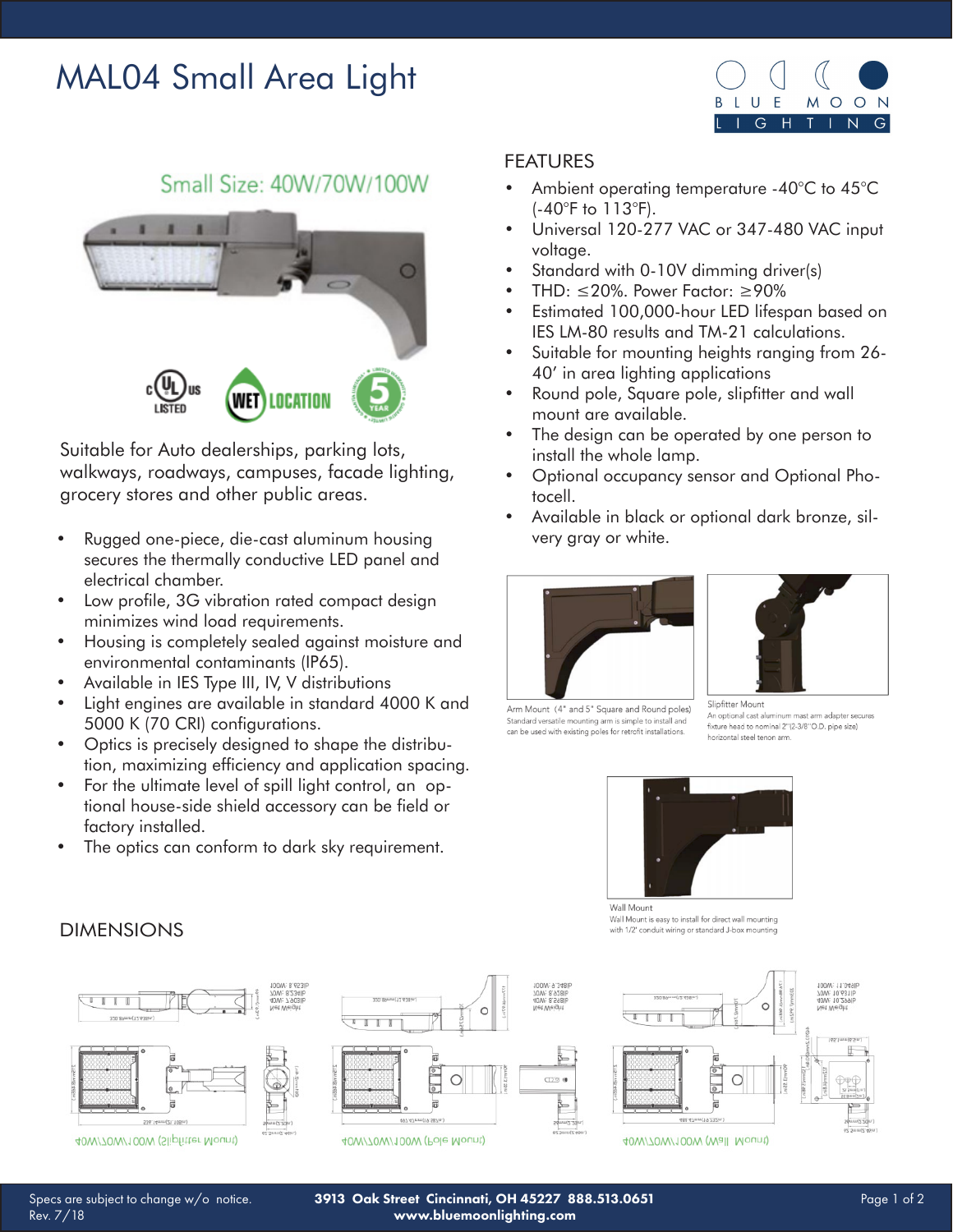# MAL04 Small Area Light

BLUE MOON LIGHTING

Small Size: 40W/70W/100W

Suitable for Auto dealerships, parking lots, walkways, roadways, campuses, facade lighting, grocery stores and other public areas.

- Rugged one-piece, die-cast aluminum housing secures the thermally conductive LED panel and electrical chamber.
- Low profile, 3G vibration rated compact design minimizes wind load requirements.
- Housing is completely sealed against moisture and environmental contaminants (IP65).
- Available in IES Type III, IV, V distributions
- Light engines are available in standard 4000 K and 5000 K (70 CRI) configurations.
- Optics is precisely designed to shape the distribution, maximizing efficiency and application spacing.
- For the ultimate level of spill light control, an optional house-side shield accessory can be field or factory installed.
- The optics can conform to dark sky requirement.

## FEATURES

- Ambient operating temperature -40°C to 45°C (-40°F to 113°F).
- Universal 120-277 VAC or 347-480 VAC input voltage.
- Standard with 0-10V dimming driver(s)
- THD: ≤20%. Power Factor: ≥90%
- Estimated 100,000-hour LED lifespan based on IES LM-80 results and TM-21 calculations.
- Suitable for mounting heights ranging from 26-40' in area lighting applications
- Round pole, Square pole, slipfitter and wall mount are available.
- The design can be operated by one person to install the whole lamp.
- Optional occupancy sensor and Optional Photocell.
- Available in black or optional dark bronze, silvery gray or white.

Arm Mount (4" and 5" Square and Round poles)
Standard versatile mounting arm is simple to install and can be used with existing poles for retrofit installations.

Slipfitter Mount
An optional cast aluminum mast arm adapter secures fixture head to nominal 2"(2-3/8"O.D. pipe size) horizontal steel tenon arm.

Wall Mount
Wall Mount is easy to install for direct wall mounting with 1/2" conduit wiring or standard J-box mounting

## DIMENSIONS

40W/70W/100W (Slipfitter Mount)

40W/70W/100W (Pole Mount)

40W/70W/100W (Wall Mount)

Specs are subject to change w/o notice.
Rev. 7/18

3913 Oak Street Cincinnati, OH 45227 888.513.0651
www.bluemoonlighting.com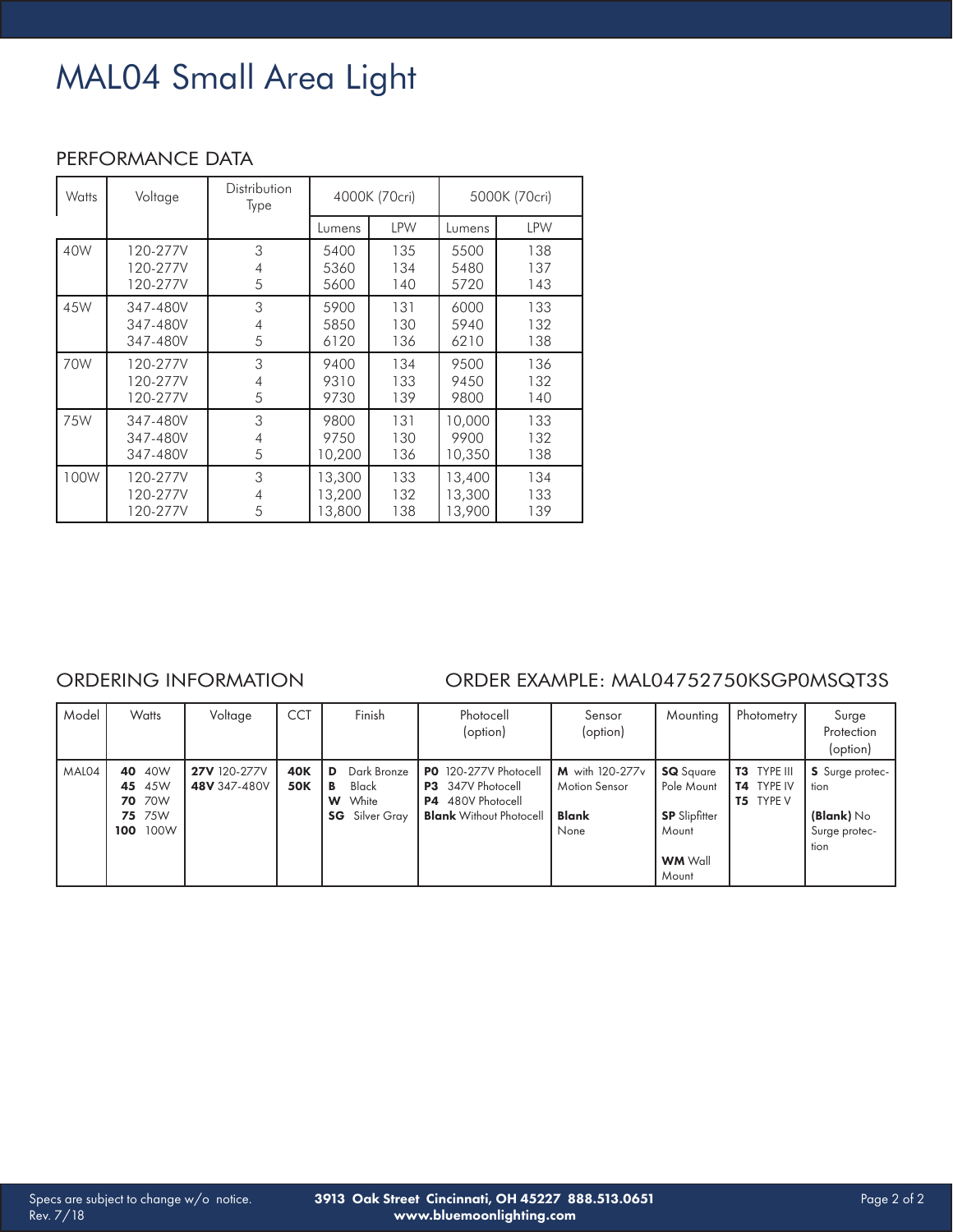# MAL04 Small Area Light

## PERFORMANCE DATA

| Watts | Voltage | Distribution Type | 4000K (70cri) | | 5000K (70cri) | |
|---|---|---|---|---|---|---|
| | | | Lumens | LPW | Lumens | LPW |
| 40W | 120-277V<br>120-277V<br>120-277V | 3<br>4<br>5 | 5400<br>5360<br>5600 | 135<br>134<br>140 | 5500<br>5480<br>5720 | 138<br>137<br>143 |
| 45W | 347-480V<br>347-480V<br>347-480V | 3<br>4<br>5 | 5900<br>5850<br>6120 | 131<br>130<br>136 | 6000<br>5940<br>6210 | 133<br>132<br>138 |
| 70W | 120-277V<br>120-277V<br>120-277V | 3<br>4<br>5 | 9400<br>9310<br>9730 | 134<br>133<br>139 | 9500<br>9450<br>9800 | 136<br>132<br>140 |
| 75W | 347-480V<br>347-480V<br>347-480V | 3<br>4<br>5 | 9800<br>9750<br>10,200 | 131<br>130<br>136 | 10,000<br>9900<br>10,350 | 133<br>132<br>138 |
| 100W | 120-277V<br>120-277V<br>120-277V | 3<br>4<br>5 | 13,300<br>13,200<br>13,800 | 133<br>132<br>138 | 13,400<br>13,300<br>13,900 | 134<br>133<br>139 |

## ORDERING INFORMATION

ORDER EXAMPLE: MAL04752750KSGP0MSQT3S

| Model | Watts | Voltage | CCT | Finish | Photocell (option) | Sensor (option) | Mounting | Photometry | Surge Protection (option) |
|---|---|---|---|---|---|---|---|---|---|
| MAL04 | **40** 40W<br>**45** 45W<br>**70** 70W<br>**75** 75W<br>**100** 100W | **27V** 120-277V<br>**48V** 347-480V | **40K**<br>**50K** | **D** Dark Bronze<br>**B** Black<br>**W** White<br>**SG** Silver Gray | **P0** 120-277V Photocell<br>**P3** 347V Photocell<br>**P4** 480V Photocell<br>**Blank** Without Photocell | **M** with 120-277v Motion Sensor<br><br>**Blank** None | **SQ** Square Pole Mount<br><br>**SP** Slipfitter Mount<br><br>**WM** Wall Mount | **T3** TYPE III<br>**T4** TYPE IV<br>**T5** TYPE V | **S** Surge protection<br><br>**(Blank)** No Surge protection |

Specs are subject to change w/o notice.
Rev. 7/18

**3913 Oak Street Cincinnati, OH 45227 888.513.0651**
**www.bluemoonlighting.com**